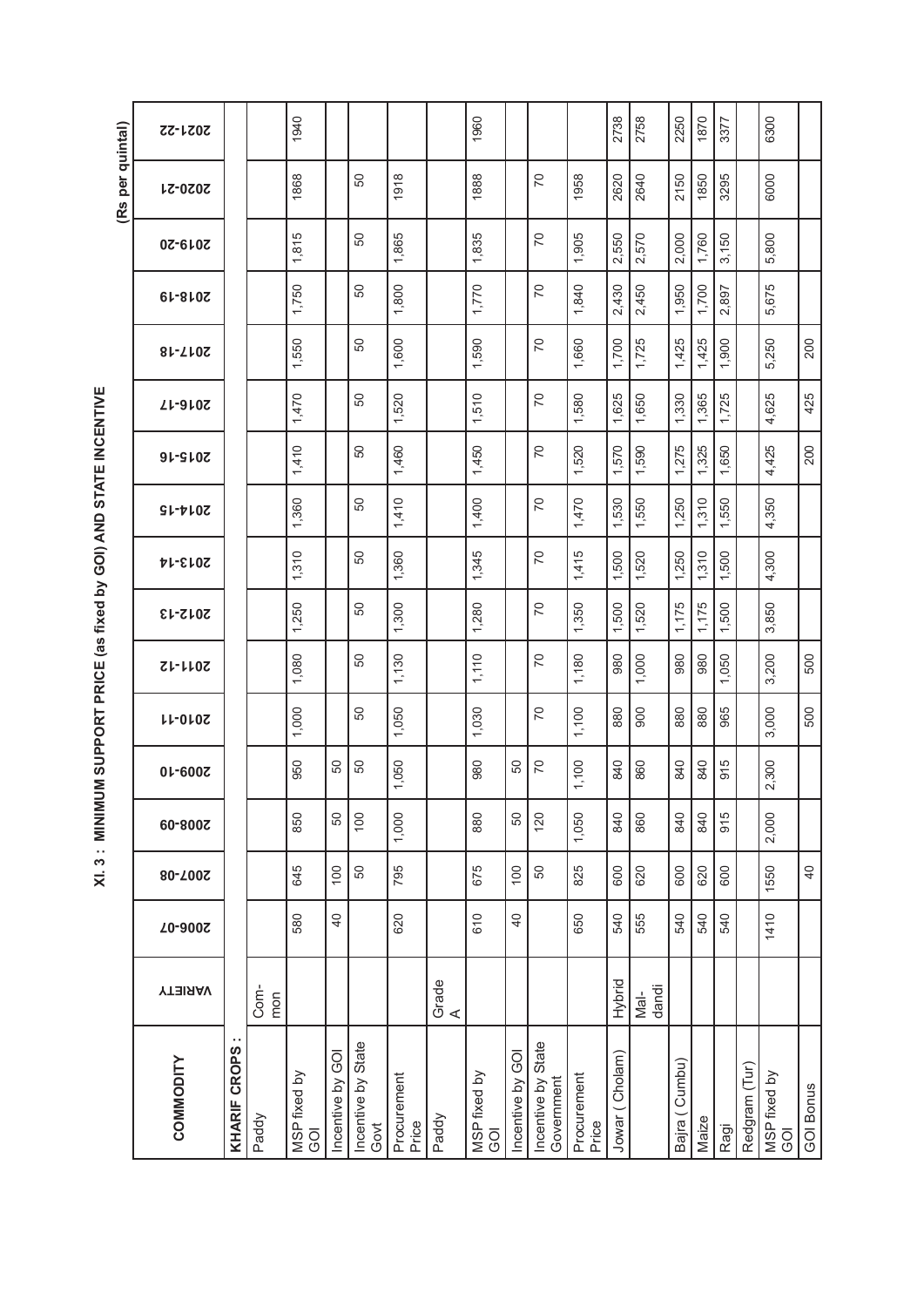# XI. 3 : MINIMUM SUPPORT PRICE (as fixed by GOI) AND STATE INCENTIVE

(Rs per quintal)

| COMMODITY | VARIETY | 2006-07 | 2007-08 | 2008-09 | 2009-10 | 2010-11 | 2011-12 | 2012-13 | 2013-14 | 2014-15 | 2015-16 | 2016-17 | 2017-18 | 2018-19 | 2019-20 | 2020-21 | 2021-22 |
|---|---|---|---|---|---|---|---|---|---|---|---|---|---|---|---|---|---|
| **KHARIF CROPS :** | | | | | | | | | | | | | | | | | |
| Paddy | Common | | | | | | | | | | | | | | | | |
| MSP fixed by GOI | | 580 | 645 | 850 | 950 | 1,000 | 1,080 | 1,250 | 1,310 | 1,360 | 1,410 | 1,470 | 1,550 | 1,750 | 1,815 | 1868 | 1940 |
| Incentive by GOI | | 40 | 100 | 50 | 50 | | | | | | | | | | | | |
| Incentive by State Govt | | | 50 | 100 | 50 | 50 | 50 | 50 | 50 | 50 | 50 | 50 | 50 | 50 | 50 | 50 | |
| Procurement Price | | 620 | 795 | 1,000 | 1,050 | 1,050 | 1,130 | 1,300 | 1,360 | 1,410 | 1,460 | 1,520 | 1,600 | 1,800 | 1,865 | 1918 | |
| Paddy | Grade A | | | | | | | | | | | | | | | | |
| MSP fixed by GOI | | 610 | 675 | 880 | 980 | 1,030 | 1,110 | 1,280 | 1,345 | 1,400 | 1,450 | 1,510 | 1,590 | 1,770 | 1,835 | 1888 | 1960 |
| Incentive by GOI | | 40 | 100 | 50 | 50 | | | | | | | | | | | | |
| Incentive by State Government | | | 50 | 120 | 70 | 70 | 70 | 70 | 70 | 70 | 70 | 70 | 70 | 70 | 70 | 70 | |
| Procurement Price | | 650 | 825 | 1,050 | 1,100 | 1,100 | 1,180 | 1,350 | 1,415 | 1,470 | 1,520 | 1,580 | 1,660 | 1,840 | 1,905 | 1958 | |
| Jowar ( Cholam) | Hybrid | 540 | 600 | 840 | 840 | 880 | 980 | 1,500 | 1,500 | 1,530 | 1,570 | 1,625 | 1,700 | 2,430 | 2,550 | 2620 | 2738 |
| | Mal-dandi | 555 | 620 | 860 | 860 | 900 | 1,000 | 1,520 | 1,520 | 1,550 | 1,590 | 1,650 | 1,725 | 2,450 | 2,570 | 2640 | 2758 |
| Bajra ( Cumbu) | | 540 | 600 | 840 | 840 | 880 | 980 | 1,175 | 1,250 | 1,250 | 1,275 | 1,330 | 1,425 | 1,950 | 2,000 | 2150 | 2250 |
| Maize | | 540 | 620 | 840 | 840 | 880 | 980 | 1,175 | 1,310 | 1,310 | 1,325 | 1,365 | 1,425 | 1,700 | 1,760 | 1850 | 1870 |
| Ragi | | 540 | 600 | 915 | 915 | 965 | 1,050 | 1,500 | 1,500 | 1,550 | 1,650 | 1,725 | 1,900 | 2,897 | 3,150 | 3295 | 3377 |
| Redgram (Tur) | | | | | | | | | | | | | | | | | |
| MSP fixed by GOI | | 1410 | 1550 | 2,000 | 2,300 | 3,000 | 3,200 | 3,850 | 4,300 | 4,350 | 4,425 | 4,625 | 5,250 | 5,675 | 5,800 | 6000 | 6300 |
| GOI Bonus | | | 40 | | | 500 | 500 | | | | 200 | 425 | 200 | | | | |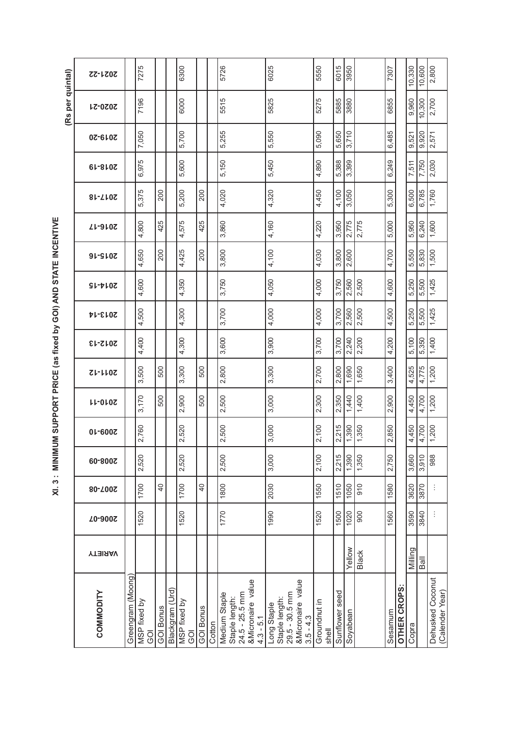# XI. 3 : MINIMUM SUPPORT PRICE (as fixed by GOI) AND STATE INCENTIVE

(Rs per quintal)

| COMMODITY | VARIETY | 2006-07 | 2007-08 | 2008-09 | 2009-10 | 2010-11 | 2011-12 | 2012-13 | 2013-14 | 2014-15 | 2015-16 | 2016-17 | 2017-18 | 2018-19 | 2019-20 | 2020-21 | 2021-22 |
|---|---|---|---|---|---|---|---|---|---|---|---|---|---|---|---|---|---|
| Greengram (Moong) | | | | | | | | | | | | | | | | | |
| MSP fixed by GOI | | 1520 | 1700 | 2,520 | 2,760 | 3,170 | 3,500 | 4,400 | 4,500 | 4,600 | 4,650 | 4,800 | 5,375 | 6,975 | 7,050 | 7196 | 7275 |
| GOI Bonus | | | 40 | | | 500 | 500 | | | | 200 | 425 | 200 | | | | |
| Blackgram (Urd) | | | | | | | | | | | | | | | | | |
| MSP fixed by GOI | | 1520 | 1700 | 2,520 | 2,520 | 2,900 | 3,300 | 4,300 | 4,300 | 4,350 | 4,425 | 4,575 | 5,200 | 5,600 | 5,700 | 6000 | 6300 |
| GOI Bonus | | | 40 | | | 500 | 500 | | | | 200 | 425 | 200 | | | | |
| Cotton | | | | | | | | | | | | | | | | | |
| Medium Staple Staple length: 24.5 - 25.5 mm &Micronaire value 4.3 - 5.1 | | 1770 | 1800 | 2,500 | 2,500 | 2,500 | 2,800 | 3,600 | 3,700 | 3,750 | 3,800 | 3,860 | 4,020 | 5,150 | 5,255 | 5515 | 5726 |
| Long Staple Staple length: 29.5 - 30.5 mm &Micronaire value 3.5 - 4.3 | | 1990 | 2030 | 3,000 | 3,000 | 3,000 | 3,300 | 3,900 | 4,000 | 4,050 | 4,100 | 4,160 | 4,320 | 5,450 | 5,550 | 5825 | 6025 |
| Groundnut in shell | | 1520 | 1550 | 2,100 | 2,100 | 2,300 | 2,700 | 3,700 | 4,000 | 4,000 | 4,030 | 4,220 | 4,450 | 4,890 | 5,090 | 5275 | 5550 |
| Sunflower seed | | 1500 | 1510 | 2,215 | 2,215 | 2,350 | 2,800 | 3,700 | 3,700 | 3,750 | 3,800 | 3,950 | 4,100 | 5,388 | 5,650 | 5885 | 6015 |
| Soyabean | Yellow | 1020 | 1050 | 1,390 | 1,390 | 1,440 | 1,690 | 2,240 | 2,560 | 2,560 | 2,600 | 2,775 | 3,050 | 3,399 | 3,710 | 3880 | 3950 |
| | Black | 900 | 910 | 1,350 | 1,350 | 1,400 | 1,650 | 2,200 | 2,500 | 2,500 | | 2,775 | | | | | |
| Sesamum | | 1560 | 1580 | 2,750 | 2,850 | 2,900 | 3,400 | 4,200 | 4,500 | 4,600 | 4,700 | 5,000 | 5,300 | 6,249 | 6,485 | 6855 | 7307 |
| **OTHER CROPS:** | | | | | | | | | | | | | | | | | |
| Copra | Milling | 3590 | 3620 | 3,660 | 4,450 | 4,450 | 4,525 | 5,100 | 5,250 | 5,250 | 5,550 | 5,950 | 6,500 | 7,511 | 9,521 | 9,960 | 10,330 |
| | Ball | 3840 | 3870 | 3,910 | 4,700 | 4,700 | 4,775 | 5,350 | 5,500 | 5,500 | 5,830 | 6,240 | 6,785 | 7,750 | 9,920 | 10,300 | 10,600 |
| Dehusked Coconut (Calender Year) | | ... | ... | 988 | 1,200 | 1,200 | 1,200 | 1,400 | 1,425 | 1,425 | 1,500 | 1,600 | 1,760 | 2,030 | 2,571 | 2,700 | 2,800 |